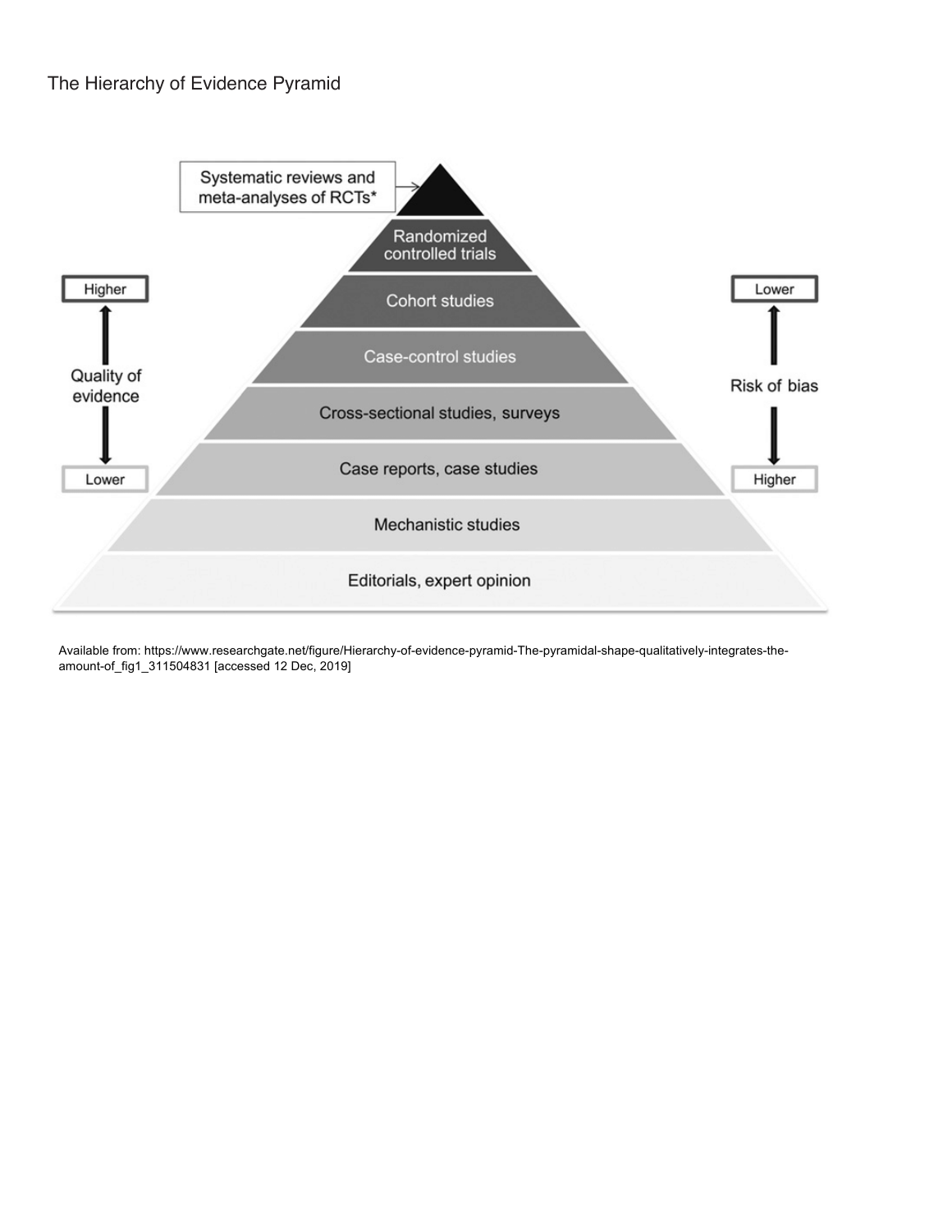The Hierarchy of Evidence Pyramid

Systematic reviews and meta-analyses of RCTs*

Randomized controlled trials

Cohort studies

Case-control studies

Cross-sectional studies, surveys

Case reports, case studies

Mechanistic studies

Editorials, expert opinion

Quality of evidence: Higher (top) → Lower (bottom)

Risk of bias: Lower (top) → Higher (bottom)

Available from: https://www.researchgate.net/figure/Hierarchy-of-evidence-pyramid-The-pyramidal-shape-qualitatively-integrates-the-amount-of_fig1_311504831 [accessed 12 Dec, 2019]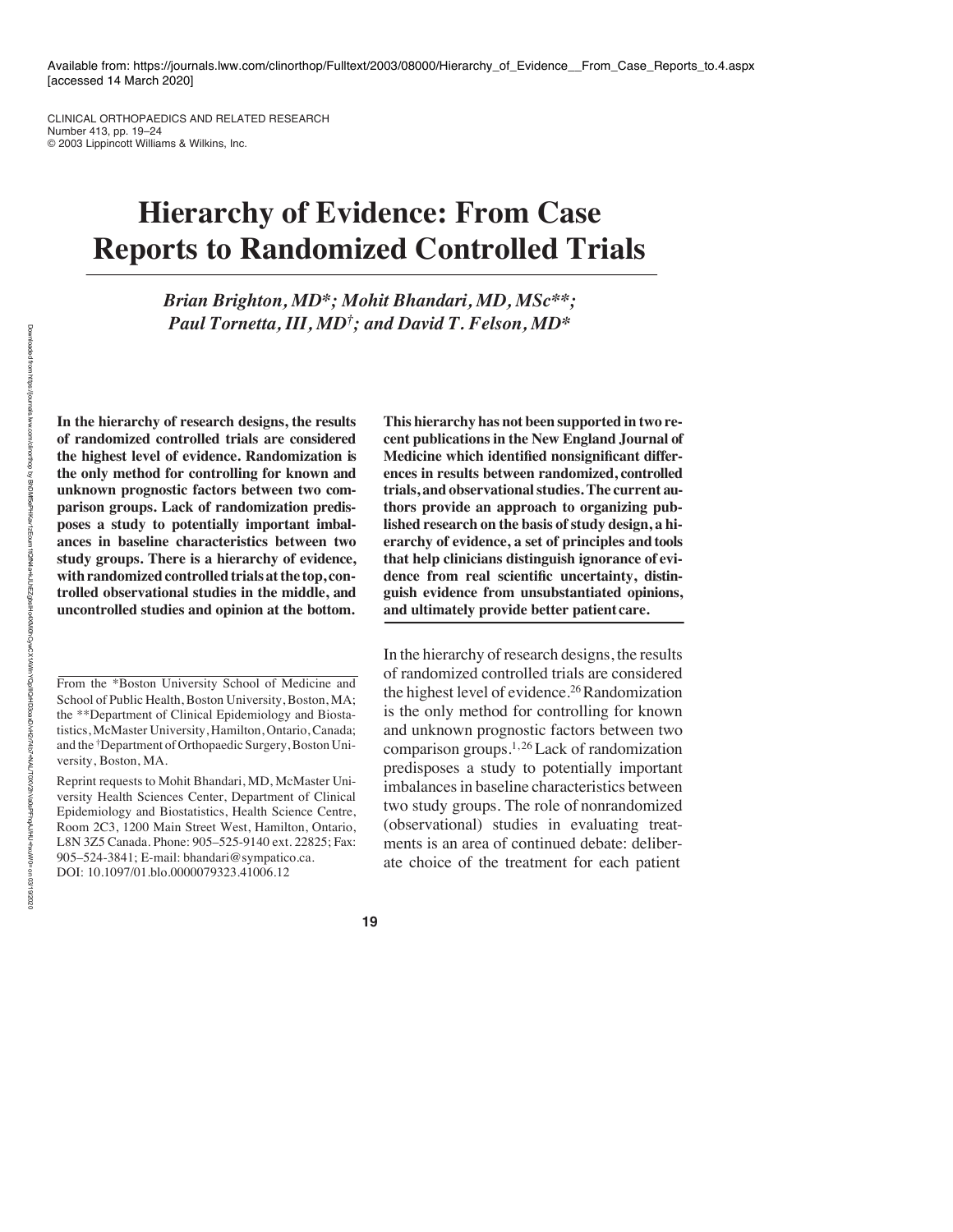Available from: https://journals.lww.com/clinorthop/Fulltext/2003/08000/Hierarchy_of_Evidence__From_Case_Reports_to.4.aspx [accessed 14 March 2020]

CLINICAL ORTHOPAEDICS AND RELATED RESEARCH
Number 413, pp. 19–24
© 2003 Lippincott Williams & Wilkins, Inc.

# Hierarchy of Evidence: From Case Reports to Randomized Controlled Trials

***Brian Brighton, MD\*; Mohit Bhandari, MD, MSc\*\*; Paul Tornetta, III, MD†; and David T. Felson, MD\****

**In the hierarchy of research designs, the results of randomized controlled trials are considered the highest level of evidence. Randomization is the only method for controlling for known and unknown prognostic factors between two comparison groups. Lack of randomization predisposes a study to potentially important imbalances in baseline characteristics between two study groups. There is a hierarchy of evidence, with randomized controlled trials at the top, controlled observational studies in the middle, and uncontrolled studies and opinion at the bottom. This hierarchy has not been supported in two recent publications in the New England Journal of Medicine which identified nonsignificant differences in results between randomized, controlled trials, and observational studies. The current authors provide an approach to organizing published research on the basis of study design, a hierarchy of evidence, a set of principles and tools that help clinicians distinguish ignorance of evidence from real scientific uncertainty, distinguish evidence from unsubstantiated opinions, and ultimately provide better patient care.**

From the \*Boston University School of Medicine and School of Public Health, Boston University, Boston, MA; the \*\*Department of Clinical Epidemiology and Biostatistics, McMaster University, Hamilton, Ontario, Canada; and the †Department of Orthopaedic Surgery, Boston University, Boston, MA.

Reprint requests to Mohit Bhandari, MD, McMaster University Health Sciences Center, Department of Clinical Epidemiology and Biostatistics, Health Science Centre, Room 2C3, 1200 Main Street West, Hamilton, Ontario, L8N 3Z5 Canada. Phone: 905–525-9140 ext. 22825; Fax: 905–524-3841; E-mail: bhandari@sympatico.ca.
DOI: 10.1097/01.blo.0000079323.41006.12

In the hierarchy of research designs, the results of randomized controlled trials are considered the highest level of evidence.[26] Randomization is the only method for controlling for known and unknown prognostic factors between two comparison groups.[1,26] Lack of randomization predisposes a study to potentially important imbalances in baseline characteristics between two study groups. The role of nonrandomized (observational) studies in evaluating treatments is an area of continued debate: deliberate choice of the treatment for each patient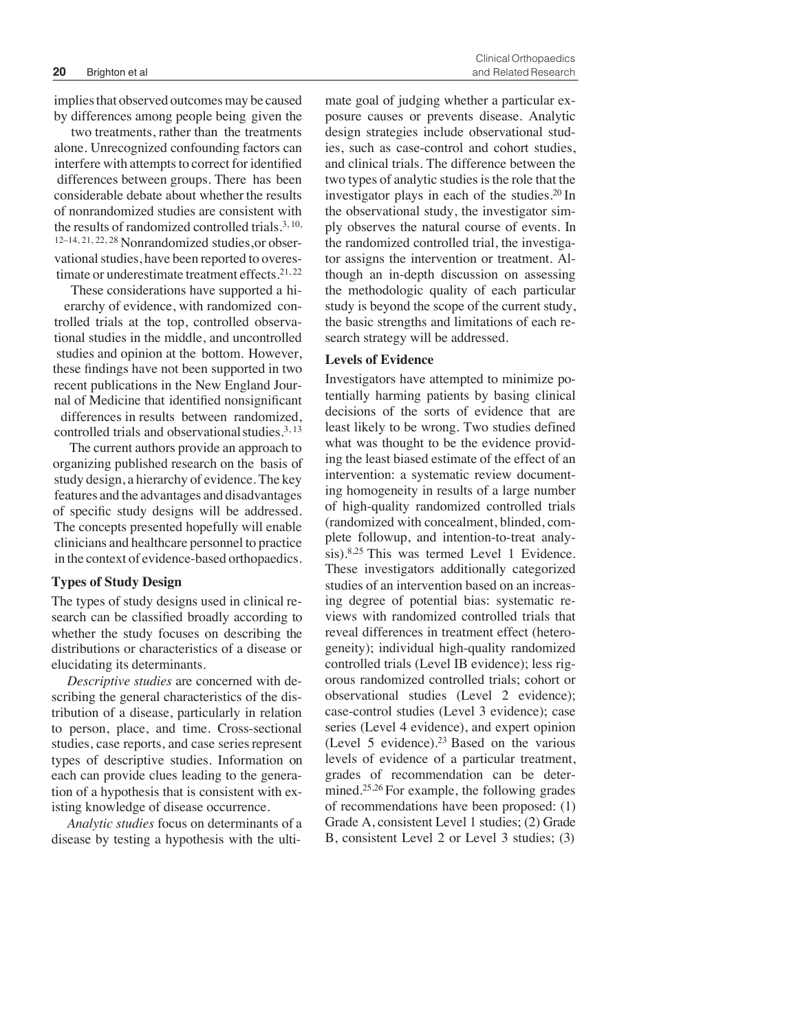implies that observed outcomes may be caused by differences among people being given the two treatments, rather than the treatments alone. Unrecognized confounding factors can interfere with attempts to correct for identified differences between groups. There has been considerable debate about whether the results of nonrandomized studies are consistent with the results of randomized controlled trials.[3,10,12–14,21,22,28] Nonrandomized studies, or observational studies, have been reported to overestimate or underestimate treatment effects.[21,22]

These considerations have supported a hierarchy of evidence, with randomized controlled trials at the top, controlled observational studies in the middle, and uncontrolled studies and opinion at the bottom. However, these findings have not been supported in two recent publications in the New England Journal of Medicine that identified nonsignificant differences in results between randomized, controlled trials and observational studies.[3,13]

The current authors provide an approach to organizing published research on the basis of study design, a hierarchy of evidence. The key features and the advantages and disadvantages of specific study designs will be addressed. The concepts presented hopefully will enable clinicians and healthcare personnel to practice in the context of evidence-based orthopaedics.

### Types of Study Design

The types of study designs used in clinical research can be classified broadly according to whether the study focuses on describing the distributions or characteristics of a disease or elucidating its determinants.

*Descriptive studies* are concerned with describing the general characteristics of the distribution of a disease, particularly in relation to person, place, and time. Cross-sectional studies, case reports, and case series represent types of descriptive studies. Information on each can provide clues leading to the generation of a hypothesis that is consistent with existing knowledge of disease occurrence.

*Analytic studies* focus on determinants of a disease by testing a hypothesis with the ultimate goal of judging whether a particular exposure causes or prevents disease. Analytic design strategies include observational studies, such as case-control and cohort studies, and clinical trials. The difference between the two types of analytic studies is the role that the investigator plays in each of the studies.[20] In the observational study, the investigator simply observes the natural course of events. In the randomized controlled trial, the investigator assigns the intervention or treatment. Although an in-depth discussion on assessing the methodologic quality of each particular study is beyond the scope of the current study, the basic strengths and limitations of each research strategy will be addressed.

### Levels of Evidence

Investigators have attempted to minimize potentially harming patients by basing clinical decisions of the sorts of evidence that are least likely to be wrong. Two studies defined what was thought to be the evidence providing the least biased estimate of the effect of an intervention: a systematic review documenting homogeneity in results of a large number of high-quality randomized controlled trials (randomized with concealment, blinded, complete followup, and intention-to-treat analysis).[8,25] This was termed Level 1 Evidence. These investigators additionally categorized studies of an intervention based on an increasing degree of potential bias: systematic reviews with randomized controlled trials that reveal differences in treatment effect (heterogeneity); individual high-quality randomized controlled trials (Level IB evidence); less rigorous randomized controlled trials; cohort or observational studies (Level 2 evidence); case-control studies (Level 3 evidence); case series (Level 4 evidence), and expert opinion (Level 5 evidence).[23] Based on the various levels of evidence of a particular treatment, grades of recommendation can be determined.[25,26] For example, the following grades of recommendations have been proposed: (1) Grade A, consistent Level 1 studies; (2) Grade B, consistent Level 2 or Level 3 studies; (3)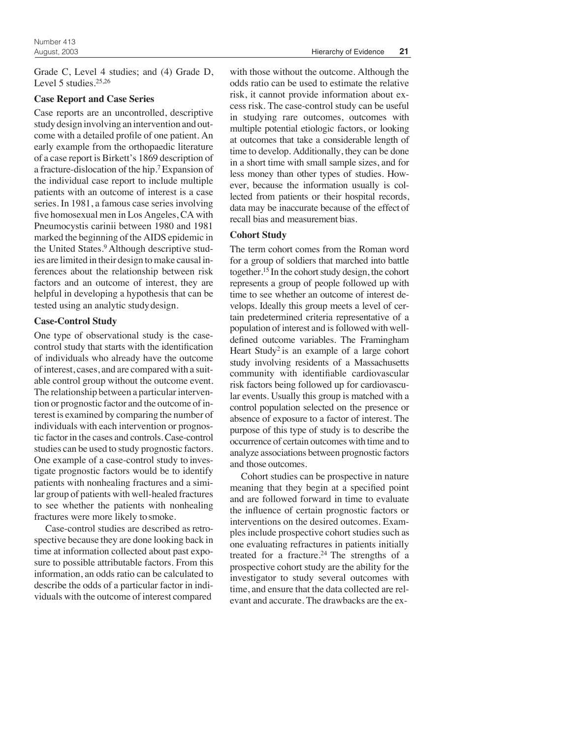Grade C, Level 4 studies; and (4) Grade D, Level 5 studies.[25,26]

### Case Report and Case Series

Case reports are an uncontrolled, descriptive study design involving an intervention and outcome with a detailed profile of one patient. An early example from the orthopaedic literature of a case report is Birkett's 1869 description of a fracture-dislocation of the hip.[7] Expansion of the individual case report to include multiple patients with an outcome of interest is a case series. In 1981, a famous case series involving five homosexual men in Los Angeles, CA with Pneumocystis carinii between 1980 and 1981 marked the beginning of the AIDS epidemic in the United States.[9] Although descriptive studies are limited in their design to make causal inferences about the relationship between risk factors and an outcome of interest, they are helpful in developing a hypothesis that can be tested using an analytic study design.

### Case-Control Study

One type of observational study is the case-control study that starts with the identification of individuals who already have the outcome of interest, cases, and are compared with a suitable control group without the outcome event. The relationship between a particular intervention or prognostic factor and the outcome of interest is examined by comparing the number of individuals with each intervention or prognostic factor in the cases and controls. Case-control studies can be used to study prognostic factors. One example of a case-control study to investigate prognostic factors would be to identify patients with nonhealing fractures and a similar group of patients with well-healed fractures to see whether the patients with nonhealing fractures were more likely to smoke.

Case-control studies are described as retrospective because they are done looking back in time at information collected about past exposure to possible attributable factors. From this information, an odds ratio can be calculated to describe the odds of a particular factor in individuals with the outcome of interest compared with those without the outcome. Although the odds ratio can be used to estimate the relative risk, it cannot provide information about excess risk. The case-control study can be useful in studying rare outcomes, outcomes with multiple potential etiologic factors, or looking at outcomes that take a considerable length of time to develop. Additionally, they can be done in a short time with small sample sizes, and for less money than other types of studies. However, because the information usually is collected from patients or their hospital records, data may be inaccurate because of the effect of recall bias and measurement bias.

### Cohort Study

The term cohort comes from the Roman word for a group of soldiers that marched into battle together.[15] In the cohort study design, the cohort represents a group of people followed up with time to see whether an outcome of interest develops. Ideally this group meets a level of certain predetermined criteria representative of a population of interest and is followed with well-defined outcome variables. The Framingham Heart Study[2] is an example of a large cohort study involving residents of a Massachusetts community with identifiable cardiovascular risk factors being followed up for cardiovascular events. Usually this group is matched with a control population selected on the presence or absence of exposure to a factor of interest. The purpose of this type of study is to describe the occurrence of certain outcomes with time and to analyze associations between prognostic factors and those outcomes.

Cohort studies can be prospective in nature meaning that they begin at a specified point and are followed forward in time to evaluate the influence of certain prognostic factors or interventions on the desired outcomes. Examples include prospective cohort studies such as one evaluating refractures in patients initially treated for a fracture.[24] The strengths of a prospective cohort study are the ability for the investigator to study several outcomes with time, and ensure that the data collected are relevant and accurate. The drawbacks are the ex-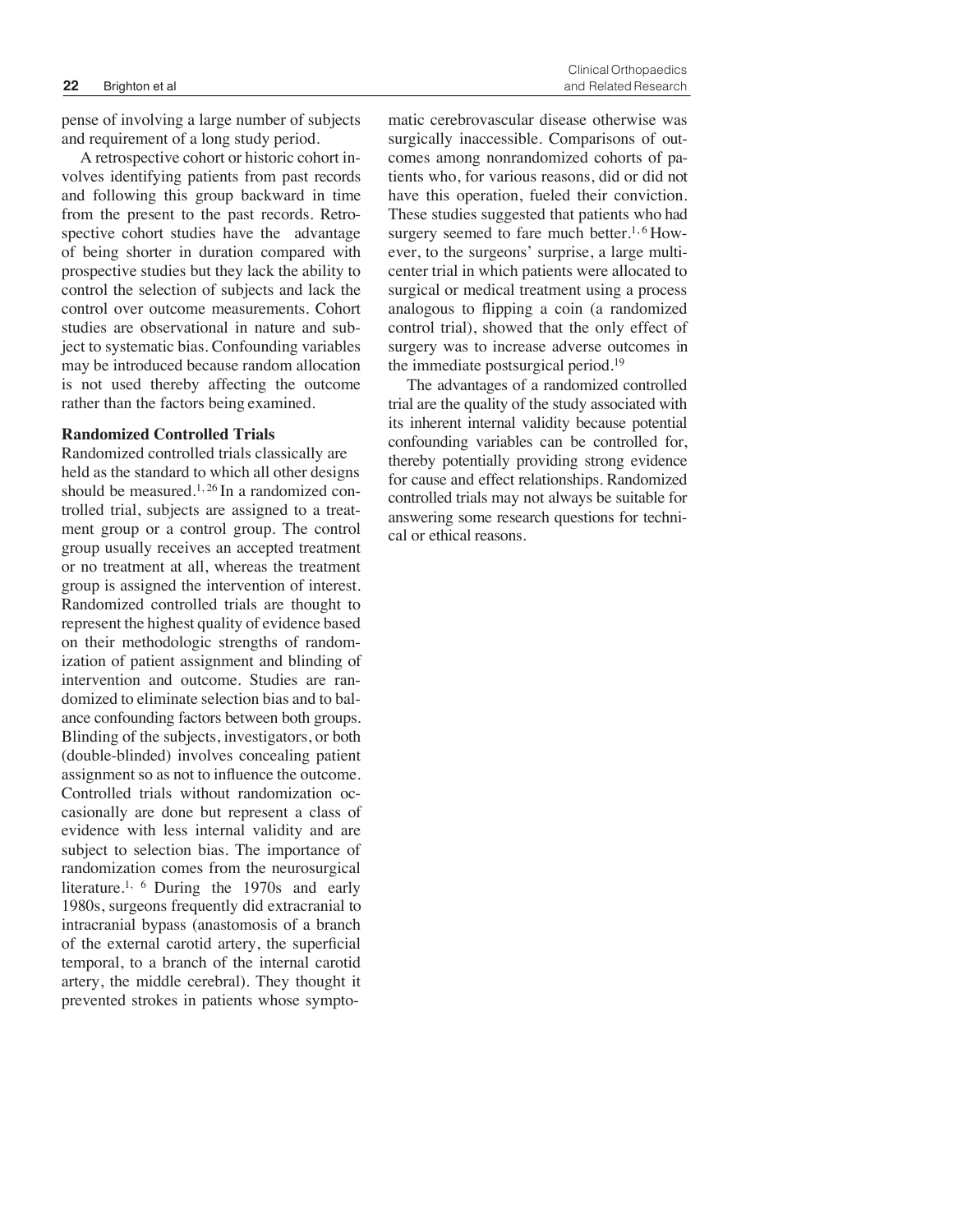pense of involving a large number of subjects and requirement of a long study period.

A retrospective cohort or historic cohort involves identifying patients from past records and following this group backward in time from the present to the past records. Retrospective cohort studies have the advantage of being shorter in duration compared with prospective studies but they lack the ability to control the selection of subjects and lack the control over outcome measurements. Cohort studies are observational in nature and subject to systematic bias. Confounding variables may be introduced because random allocation is not used thereby affecting the outcome rather than the factors being examined.

### Randomized Controlled Trials

Randomized controlled trials classically are held as the standard to which all other designs should be measured.[1,26] In a randomized controlled trial, subjects are assigned to a treatment group or a control group. The control group usually receives an accepted treatment or no treatment at all, whereas the treatment group is assigned the intervention of interest. Randomized controlled trials are thought to represent the highest quality of evidence based on their methodologic strengths of randomization of patient assignment and blinding of intervention and outcome. Studies are randomized to eliminate selection bias and to balance confounding factors between both groups. Blinding of the subjects, investigators, or both (double-blinded) involves concealing patient assignment so as not to influence the outcome. Controlled trials without randomization occasionally are done but represent a class of evidence with less internal validity and are subject to selection bias. The importance of randomization comes from the neurosurgical literature.[1,6] During the 1970s and early 1980s, surgeons frequently did extracranial to intracranial bypass (anastomosis of a branch of the external carotid artery, the superficial temporal, to a branch of the internal carotid artery, the middle cerebral). They thought it prevented strokes in patients whose symptomatic cerebrovascular disease otherwise was surgically inaccessible. Comparisons of outcomes among nonrandomized cohorts of patients who, for various reasons, did or did not have this operation, fueled their conviction. These studies suggested that patients who had surgery seemed to fare much better.[1,6] However, to the surgeons' surprise, a large multicenter trial in which patients were allocated to surgical or medical treatment using a process analogous to flipping a coin (a randomized control trial), showed that the only effect of surgery was to increase adverse outcomes in the immediate postsurgical period.[19]

The advantages of a randomized controlled trial are the quality of the study associated with its inherent internal validity because potential confounding variables can be controlled for, thereby potentially providing strong evidence for cause and effect relationships. Randomized controlled trials may not always be suitable for answering some research questions for technical or ethical reasons.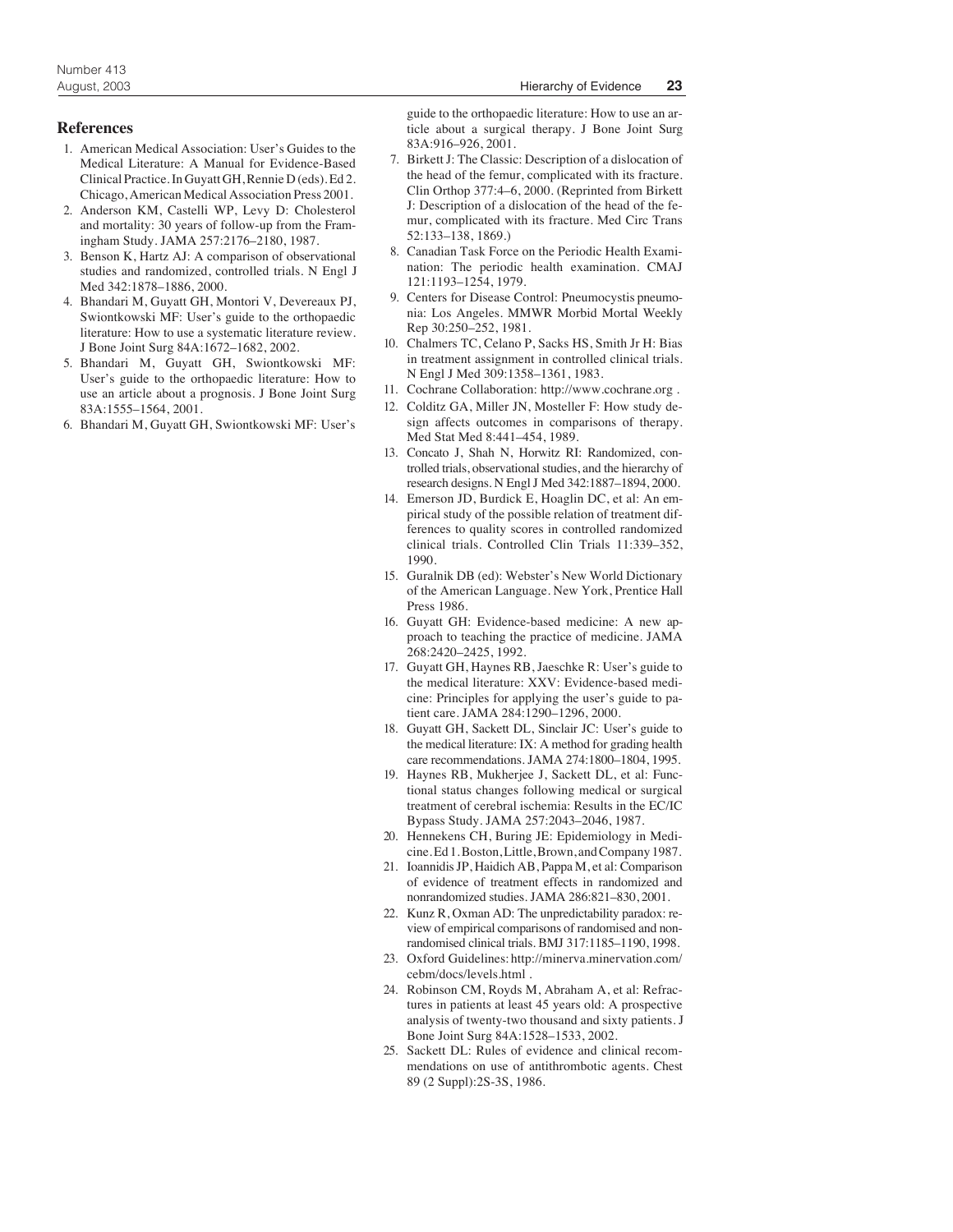## References

1. American Medical Association: User's Guides to the Medical Literature: A Manual for Evidence-Based Clinical Practice. In Guyatt GH, Rennie D (eds). Ed 2. Chicago, American Medical Association Press 2001.
2. Anderson KM, Castelli WP, Levy D: Cholesterol and mortality: 30 years of follow-up from the Framingham Study. JAMA 257:2176–2180, 1987.
3. Benson K, Hartz AJ: A comparison of observational studies and randomized, controlled trials. N Engl J Med 342:1878–1886, 2000.
4. Bhandari M, Guyatt GH, Montori V, Devereaux PJ, Swiontkowski MF: User's guide to the orthopaedic literature: How to use a systematic literature review. J Bone Joint Surg 84A:1672–1682, 2002.
5. Bhandari M, Guyatt GH, Swiontkowski MF: User's guide to the orthopaedic literature: How to use an article about a prognosis. J Bone Joint Surg 83A:1555–1564, 2001.
6. Bhandari M, Guyatt GH, Swiontkowski MF: User's guide to the orthopaedic literature: How to use an article about a surgical therapy. J Bone Joint Surg 83A:916–926, 2001.
7. Birkett J: The Classic: Description of a dislocation of the head of the femur, complicated with its fracture. Clin Orthop 377:4–6, 2000. (Reprinted from Birkett J: Description of a dislocation of the head of the femur, complicated with its fracture. Med Circ Trans 52:133–138, 1869.)
8. Canadian Task Force on the Periodic Health Examination: The periodic health examination. CMAJ 121:1193–1254, 1979.
9. Centers for Disease Control: Pneumocystis pneumonia: Los Angeles. MMWR Morbid Mortal Weekly Rep 30:250–252, 1981.
10. Chalmers TC, Celano P, Sacks HS, Smith Jr H: Bias in treatment assignment in controlled clinical trials. N Engl J Med 309:1358–1361, 1983.
11. Cochrane Collaboration: http://www.cochrane.org .
12. Colditz GA, Miller JN, Mosteller F: How study design affects outcomes in comparisons of therapy. Med Stat Med 8:441–454, 1989.
13. Concato J, Shah N, Horwitz RI: Randomized, controlled trials, observational studies, and the hierarchy of research designs. N Engl J Med 342:1887–1894, 2000.
14. Emerson JD, Burdick E, Hoaglin DC, et al: An empirical study of the possible relation of treatment differences to quality scores in controlled randomized clinical trials. Controlled Clin Trials 11:339–352, 1990.
15. Guralnik DB (ed): Webster's New World Dictionary of the American Language. New York, Prentice Hall Press 1986.
16. Guyatt GH: Evidence-based medicine: A new approach to teaching the practice of medicine. JAMA 268:2420–2425, 1992.
17. Guyatt GH, Haynes RB, Jaeschke R: User's guide to the medical literature: XXV: Evidence-based medicine: Principles for applying the user's guide to patient care. JAMA 284:1290–1296, 2000.
18. Guyatt GH, Sackett DL, Sinclair JC: User's guide to the medical literature: IX: A method for grading health care recommendations. JAMA 274:1800–1804, 1995.
19. Haynes RB, Mukherjee J, Sackett DL, et al: Functional status changes following medical or surgical treatment of cerebral ischemia: Results in the EC/IC Bypass Study. JAMA 257:2043–2046, 1987.
20. Hennekens CH, Buring JE: Epidemiology in Medicine. Ed 1. Boston, Little, Brown, and Company 1987.
21. Ioannidis JP, Haidich AB, Pappa M, et al: Comparison of evidence of treatment effects in randomized and nonrandomized studies. JAMA 286:821–830, 2001.
22. Kunz R, Oxman AD: The unpredictability paradox: review of empirical comparisons of randomised and nonrandomised clinical trials. BMJ 317:1185–1190, 1998.
23. Oxford Guidelines: http://minerva.minervation.com/cebm/docs/levels.html .
24. Robinson CM, Royds M, Abraham A, et al: Refractures in patients at least 45 years old: A prospective analysis of twenty-two thousand and sixty patients. J Bone Joint Surg 84A:1528–1533, 2002.
25. Sackett DL: Rules of evidence and clinical recommendations on use of antithrombotic agents. Chest 89 (2 Suppl):2S-3S, 1986.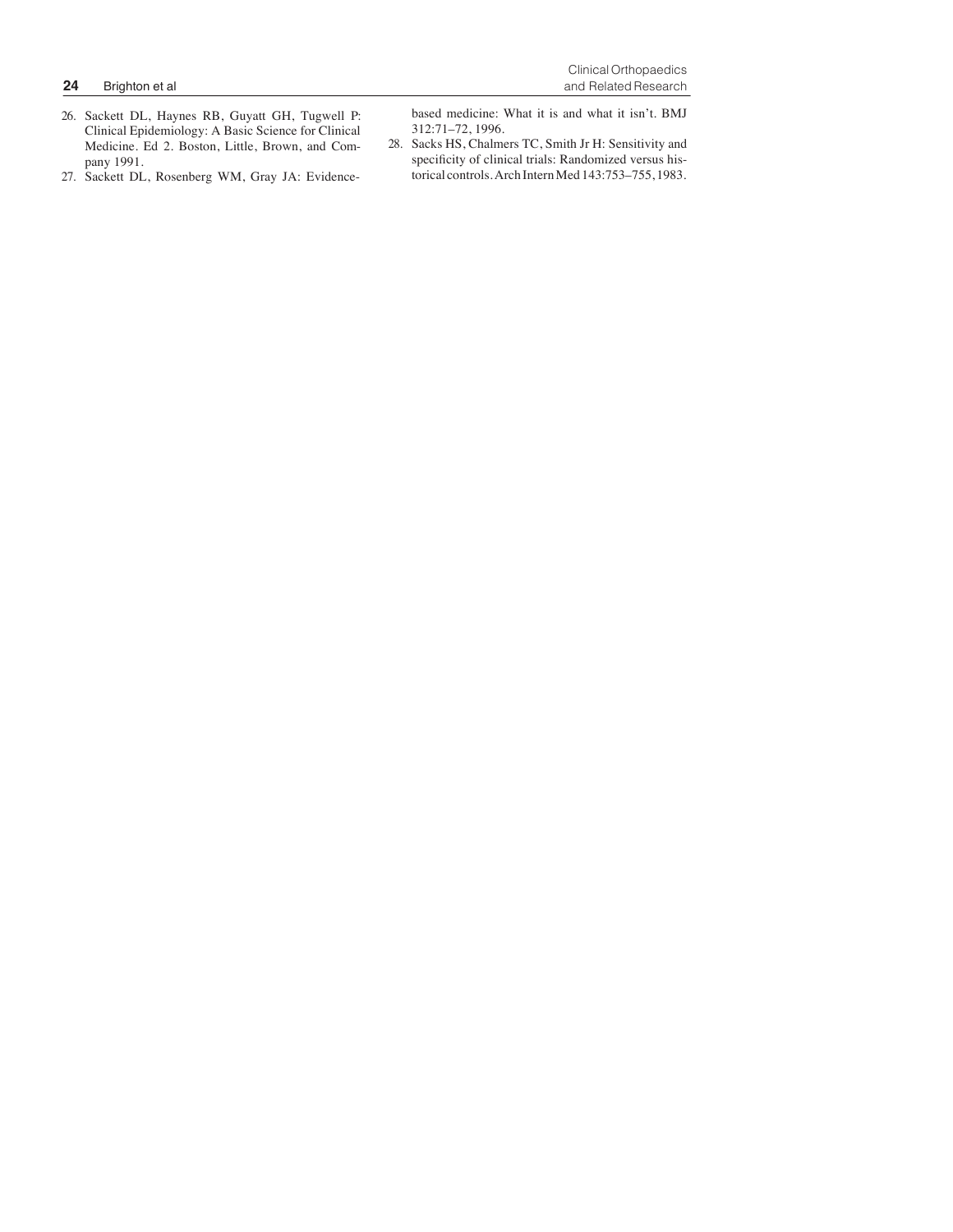26. Sackett DL, Haynes RB, Guyatt GH, Tugwell P: Clinical Epidemiology: A Basic Science for Clinical Medicine. Ed 2. Boston, Little, Brown, and Company 1991.
27. Sackett DL, Rosenberg WM, Gray JA: Evidence-based medicine: What it is and what it isn't. BMJ 312:71–72, 1996.
28. Sacks HS, Chalmers TC, Smith Jr H: Sensitivity and specificity of clinical trials: Randomized versus historical controls. Arch Intern Med 143:753–755, 1983.